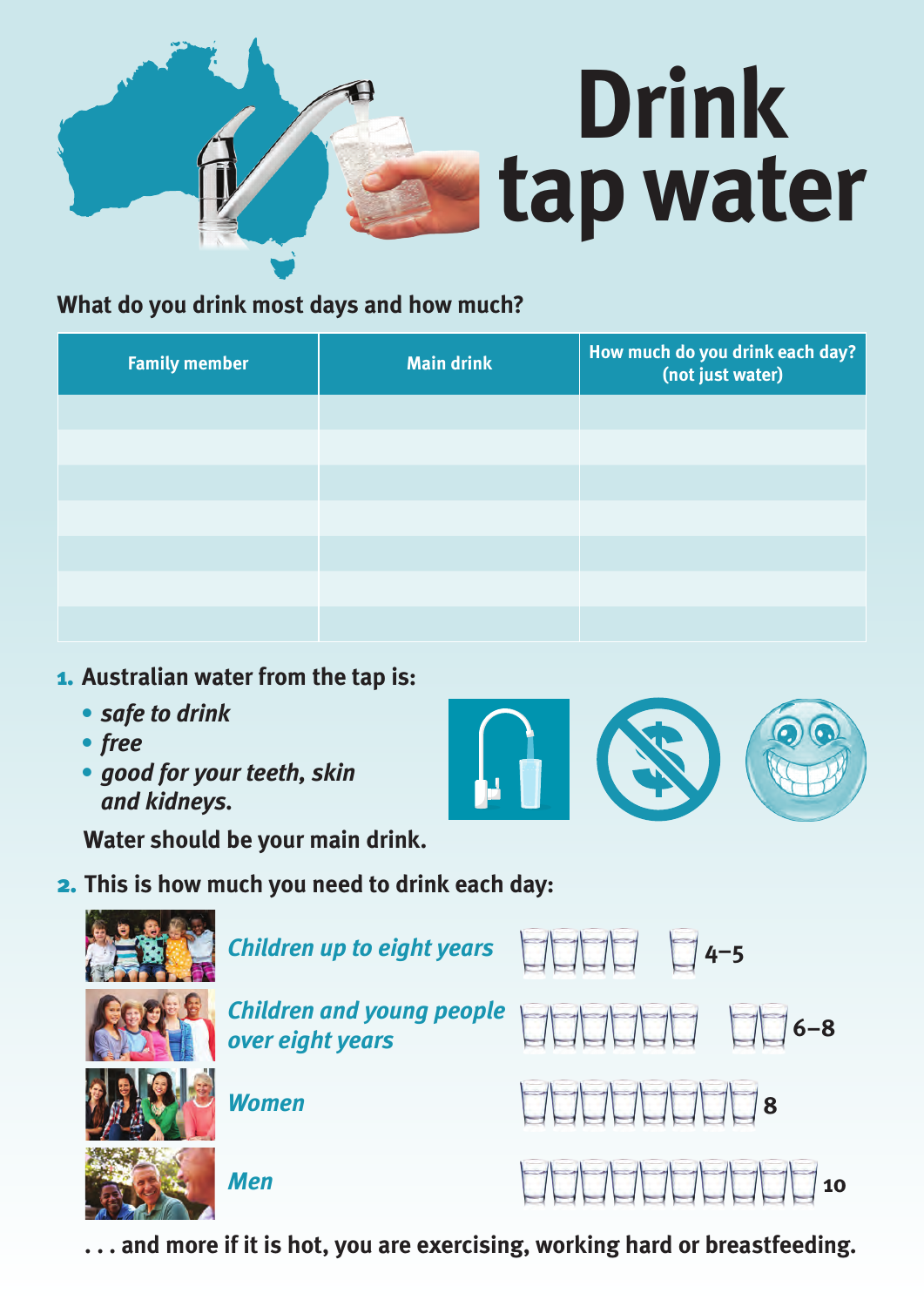# Drink tap water

**What do you drink most days and how much?**

| Family member | Main drink | How much do you drink each day? (not just water) |
|---|---|---|
| | | |
| | | |
| | | |
| | | |
| | | |
| | | |
| | | |

1. **Australian water from the tap is:**
   - *safe to drink*
   - *free*
   - *good for your teeth, skin and kidneys.*

   **Water should be your main drink.**

2. **This is how much you need to drink each day:**

| | |
|---|---|
| *Children up to eight years* | 4–5 |
| *Children and young people over eight years* | 6–8 |
| *Women* | 8 |
| *Men* | 10 |

**. . . and more if it is hot, you are exercising, working hard or breastfeeding.**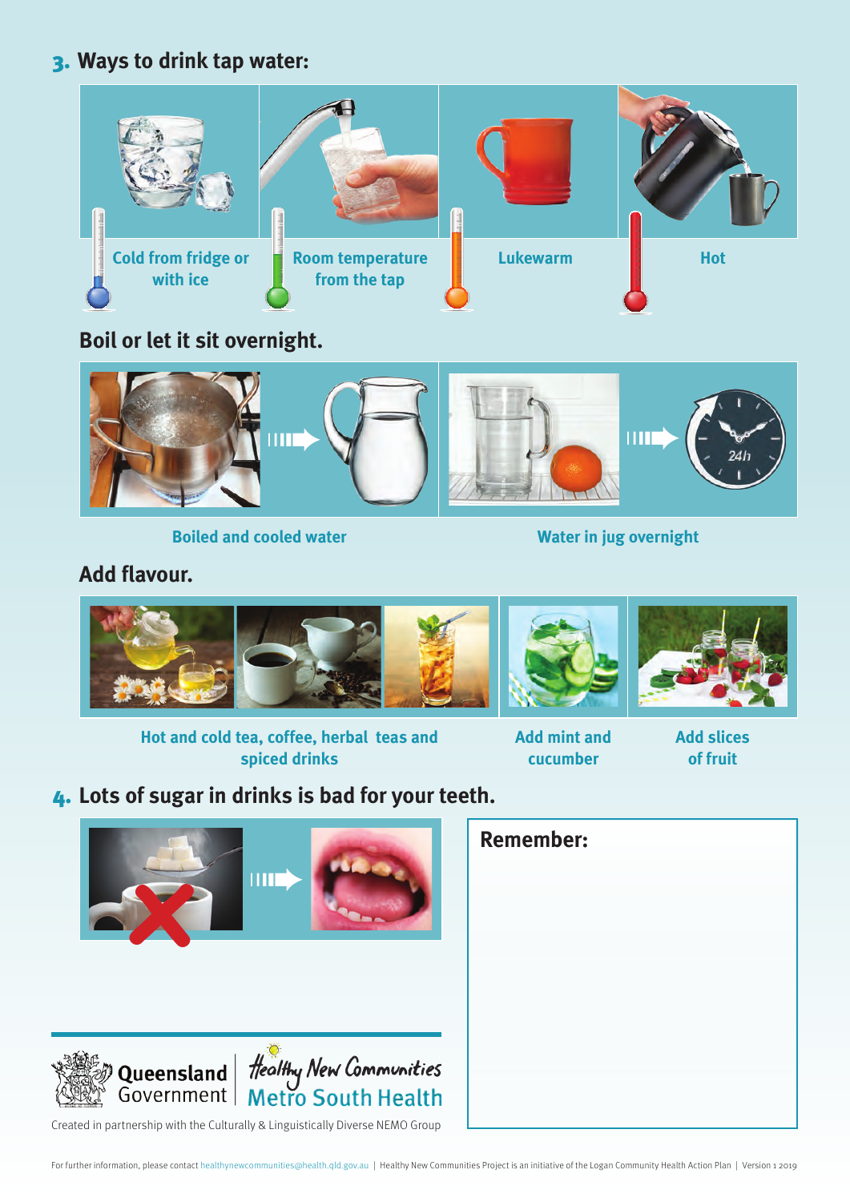## 3. Ways to drink tap water:

Cold from fridge or with ice

Room temperature from the tap

Lukewarm

Hot

### Boil or let it sit overnight.

Boiled and cooled water

Water in jug overnight

### Add flavour.

Hot and cold tea, coffee, herbal teas and spiced drinks

Add mint and cucumber

Add slices of fruit

## 4. Lots of sugar in drinks is bad for your teeth.

**Remember:**

Queensland Government | Healthy New Communities Metro South Health

Created in partnership with the Culturally & Linguistically Diverse NEMO Group

For further information, please contact healthynewcommunities@health.qld.gov.au | Healthy New Communities Project is an initiative of the Logan Community Health Action Plan | Version 1 2019